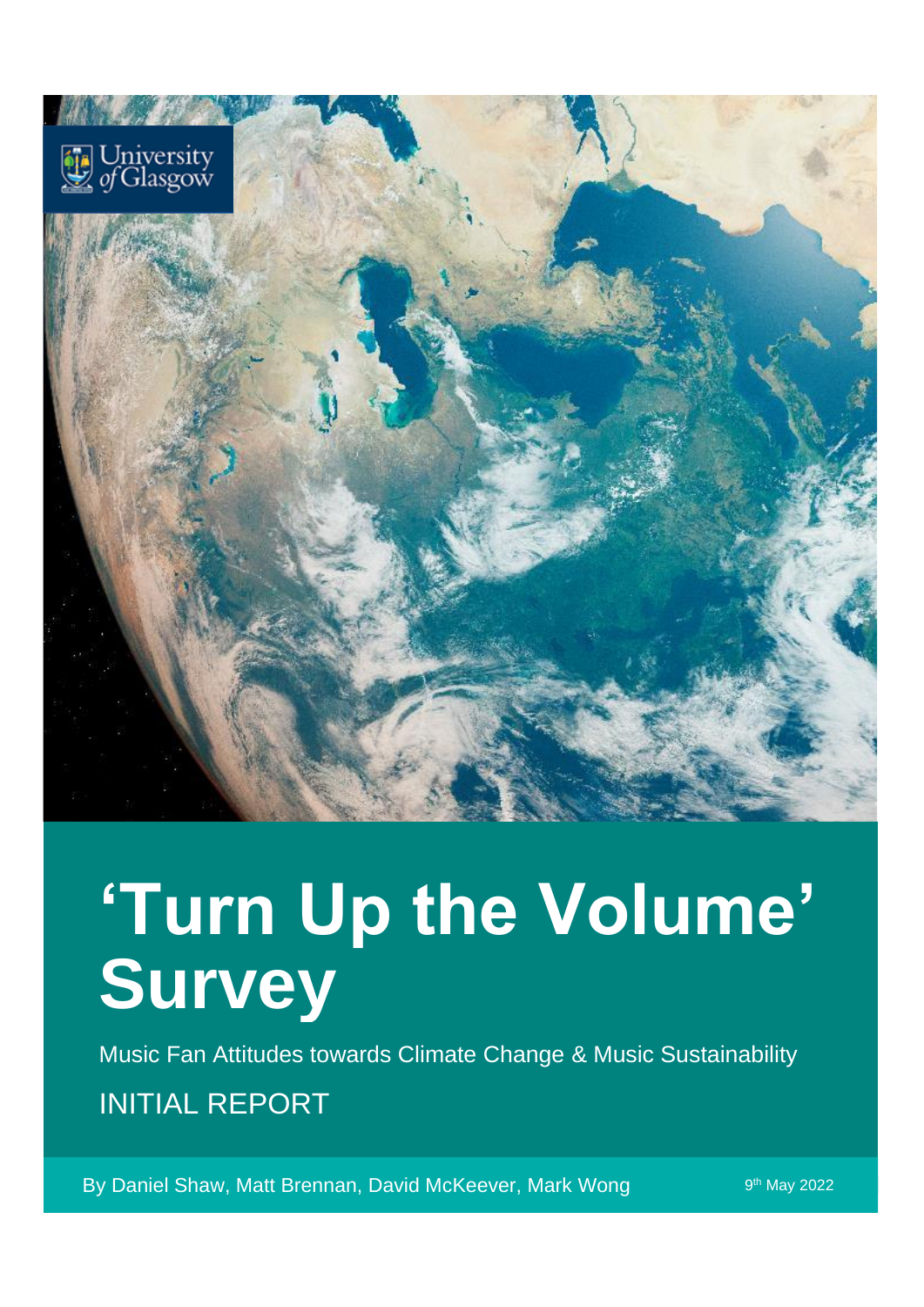University of Glasgow

# 'Turn Up the Volume' Survey

Music Fan Attitudes towards Climate Change & Music Sustainability

INITIAL REPORT

By Daniel Shaw, Matt Brennan, David McKeever, Mark Wong

9th May 2022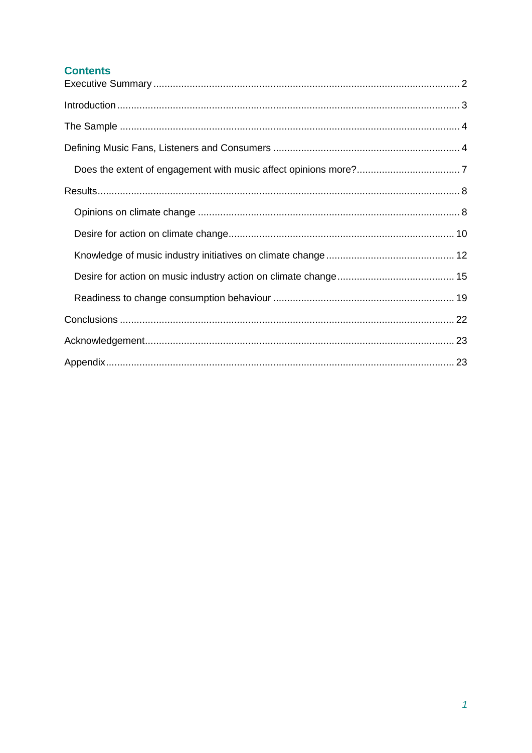## Contents

- Executive Summary ........ 2
- Introduction ........ 3
- The Sample ........ 4
- Defining Music Fans, Listeners and Consumers ........ 4
  - Does the extent of engagement with music affect opinions more? ........ 7
- Results ........ 8
  - Opinions on climate change ........ 8
  - Desire for action on climate change ........ 10
  - Knowledge of music industry initiatives on climate change ........ 12
  - Desire for action on music industry action on climate change ........ 15
  - Readiness to change consumption behaviour ........ 19
- Conclusions ........ 22
- Acknowledgement ........ 23
- Appendix ........ 23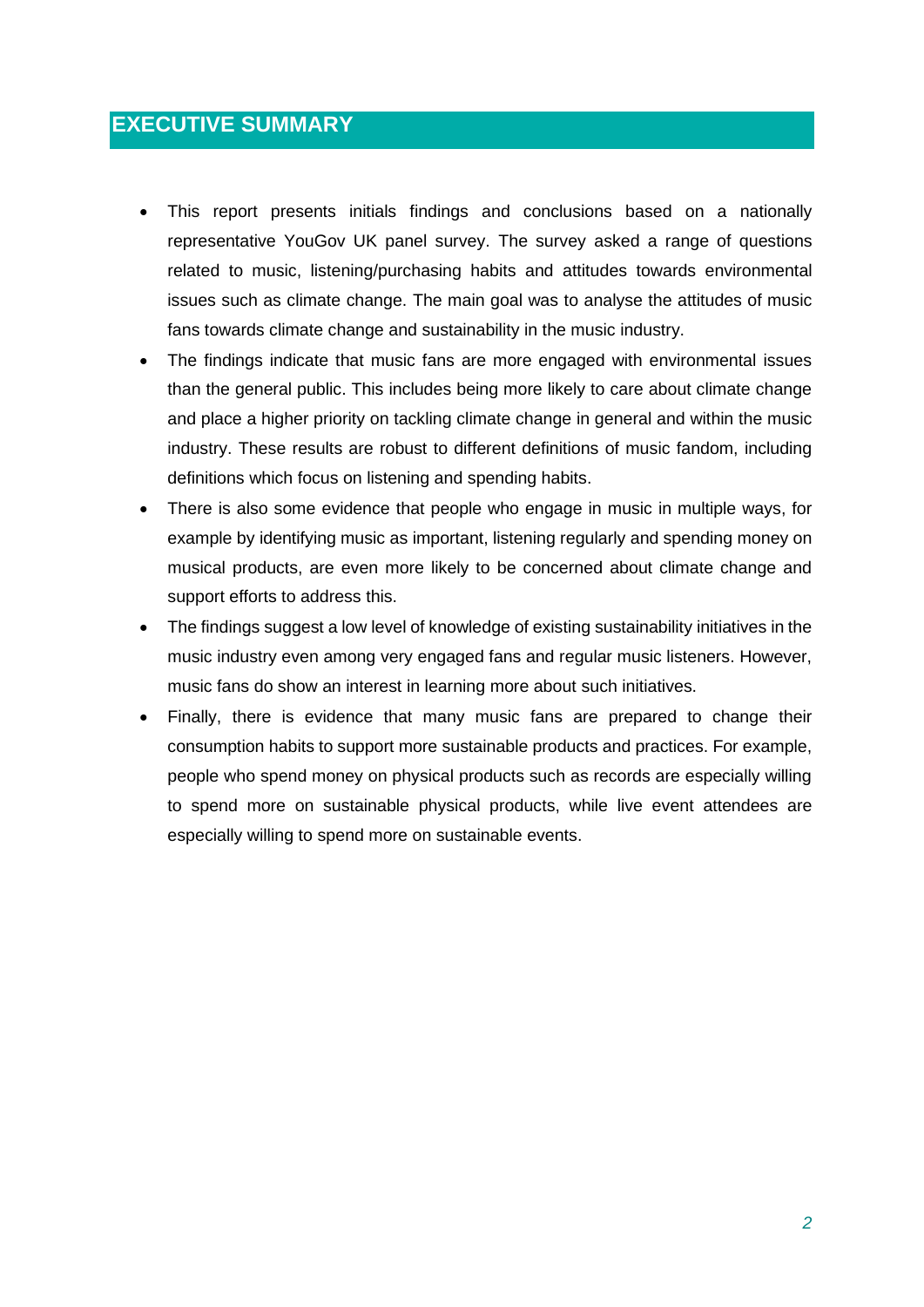# EXECUTIVE SUMMARY

- This report presents initials findings and conclusions based on a nationally representative YouGov UK panel survey. The survey asked a range of questions related to music, listening/purchasing habits and attitudes towards environmental issues such as climate change. The main goal was to analyse the attitudes of music fans towards climate change and sustainability in the music industry.
- The findings indicate that music fans are more engaged with environmental issues than the general public. This includes being more likely to care about climate change and place a higher priority on tackling climate change in general and within the music industry. These results are robust to different definitions of music fandom, including definitions which focus on listening and spending habits.
- There is also some evidence that people who engage in music in multiple ways, for example by identifying music as important, listening regularly and spending money on musical products, are even more likely to be concerned about climate change and support efforts to address this.
- The findings suggest a low level of knowledge of existing sustainability initiatives in the music industry even among very engaged fans and regular music listeners. However, music fans do show an interest in learning more about such initiatives.
- Finally, there is evidence that many music fans are prepared to change their consumption habits to support more sustainable products and practices. For example, people who spend money on physical products such as records are especially willing to spend more on sustainable physical products, while live event attendees are especially willing to spend more on sustainable events.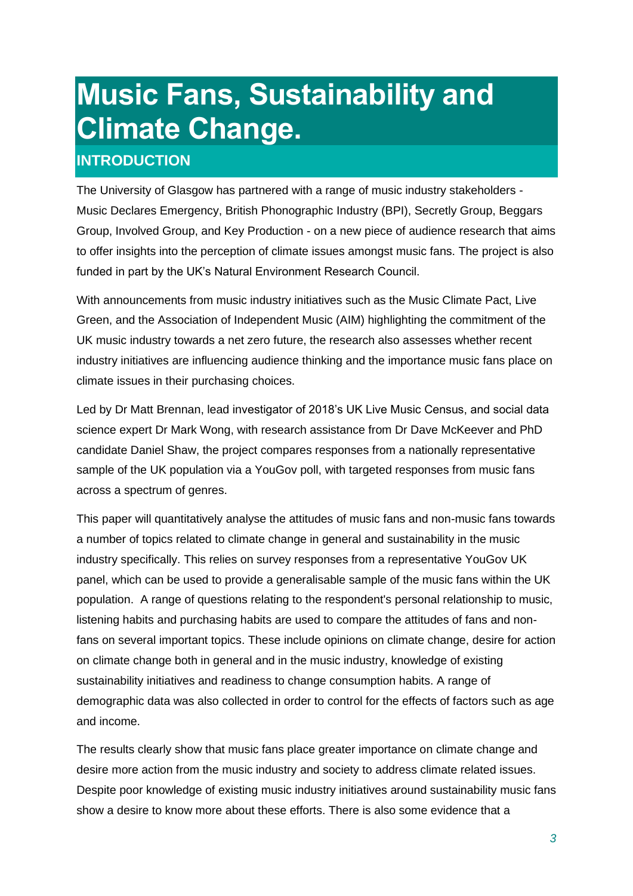# Music Fans, Sustainability and Climate Change.

## INTRODUCTION

The University of Glasgow has partnered with a range of music industry stakeholders - Music Declares Emergency, British Phonographic Industry (BPI), Secretly Group, Beggars Group, Involved Group, and Key Production - on a new piece of audience research that aims to offer insights into the perception of climate issues amongst music fans. The project is also funded in part by the UK's Natural Environment Research Council.

With announcements from music industry initiatives such as the Music Climate Pact, Live Green, and the Association of Independent Music (AIM) highlighting the commitment of the UK music industry towards a net zero future, the research also assesses whether recent industry initiatives are influencing audience thinking and the importance music fans place on climate issues in their purchasing choices.

Led by Dr Matt Brennan, lead investigator of 2018's UK Live Music Census, and social data science expert Dr Mark Wong, with research assistance from Dr Dave McKeever and PhD candidate Daniel Shaw, the project compares responses from a nationally representative sample of the UK population via a YouGov poll, with targeted responses from music fans across a spectrum of genres.

This paper will quantitatively analyse the attitudes of music fans and non-music fans towards a number of topics related to climate change in general and sustainability in the music industry specifically. This relies on survey responses from a representative YouGov UK panel, which can be used to provide a generalisable sample of the music fans within the UK population. A range of questions relating to the respondent's personal relationship to music, listening habits and purchasing habits are used to compare the attitudes of fans and non-fans on several important topics. These include opinions on climate change, desire for action on climate change both in general and in the music industry, knowledge of existing sustainability initiatives and readiness to change consumption habits. A range of demographic data was also collected in order to control for the effects of factors such as age and income.

The results clearly show that music fans place greater importance on climate change and desire more action from the music industry and society to address climate related issues. Despite poor knowledge of existing music industry initiatives around sustainability music fans show a desire to know more about these efforts. There is also some evidence that a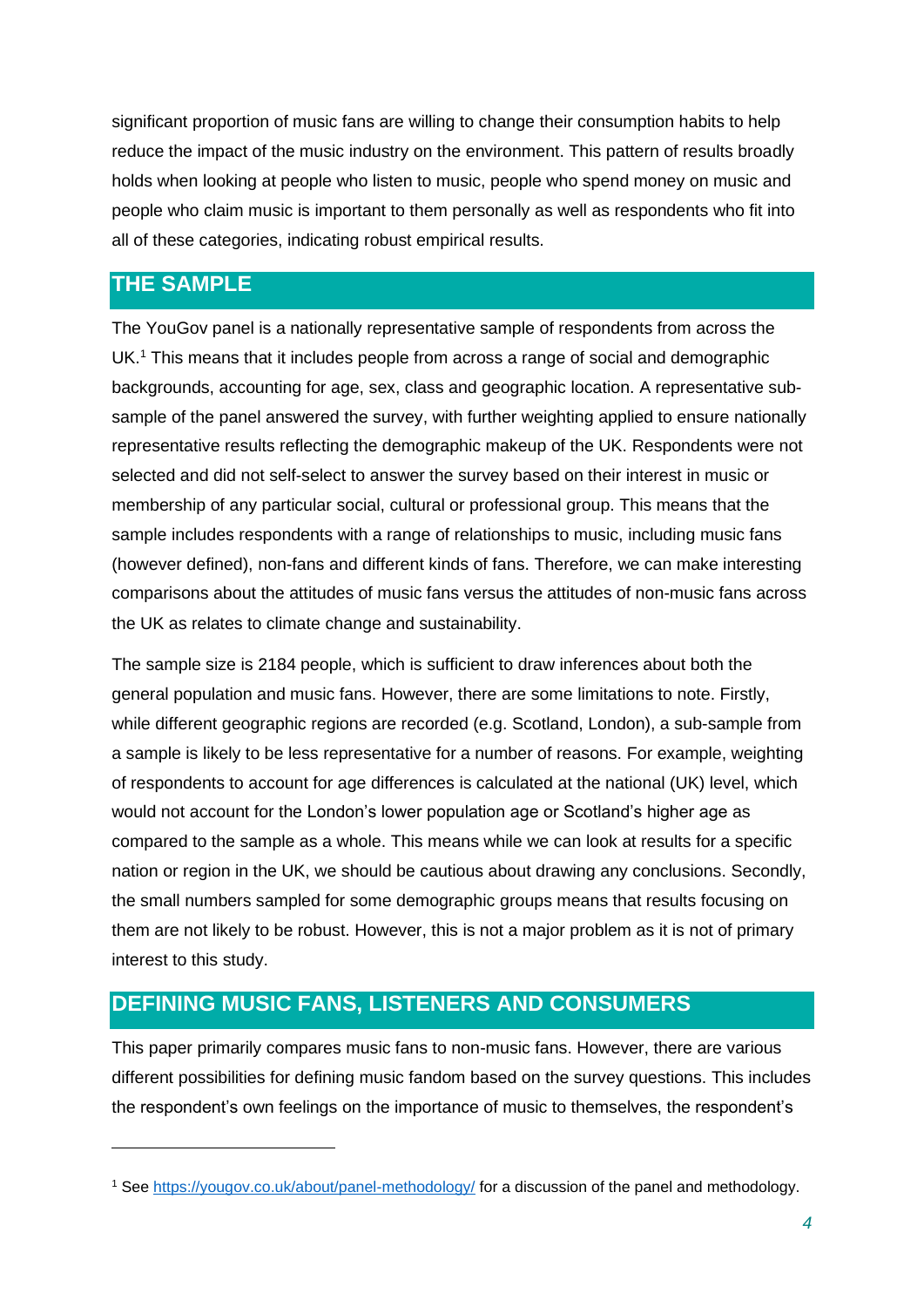significant proportion of music fans are willing to change their consumption habits to help reduce the impact of the music industry on the environment. This pattern of results broadly holds when looking at people who listen to music, people who spend money on music and people who claim music is important to them personally as well as respondents who fit into all of these categories, indicating robust empirical results.

## THE SAMPLE

The YouGov panel is a nationally representative sample of respondents from across the UK.[1] This means that it includes people from across a range of social and demographic backgrounds, accounting for age, sex, class and geographic location. A representative sub-sample of the panel answered the survey, with further weighting applied to ensure nationally representative results reflecting the demographic makeup of the UK. Respondents were not selected and did not self-select to answer the survey based on their interest in music or membership of any particular social, cultural or professional group. This means that the sample includes respondents with a range of relationships to music, including music fans (however defined), non-fans and different kinds of fans. Therefore, we can make interesting comparisons about the attitudes of music fans versus the attitudes of non-music fans across the UK as relates to climate change and sustainability.

The sample size is 2184 people, which is sufficient to draw inferences about both the general population and music fans. However, there are some limitations to note. Firstly, while different geographic regions are recorded (e.g. Scotland, London), a sub-sample from a sample is likely to be less representative for a number of reasons. For example, weighting of respondents to account for age differences is calculated at the national (UK) level, which would not account for the London's lower population age or Scotland's higher age as compared to the sample as a whole. This means while we can look at results for a specific nation or region in the UK, we should be cautious about drawing any conclusions. Secondly, the small numbers sampled for some demographic groups means that results focusing on them are not likely to be robust. However, this is not a major problem as it is not of primary interest to this study.

## DEFINING MUSIC FANS, LISTENERS AND CONSUMERS

This paper primarily compares music fans to non-music fans. However, there are various different possibilities for defining music fandom based on the survey questions. This includes the respondent's own feelings on the importance of music to themselves, the respondent's

---

[1] See https://yougov.co.uk/about/panel-methodology/ for a discussion of the panel and methodology.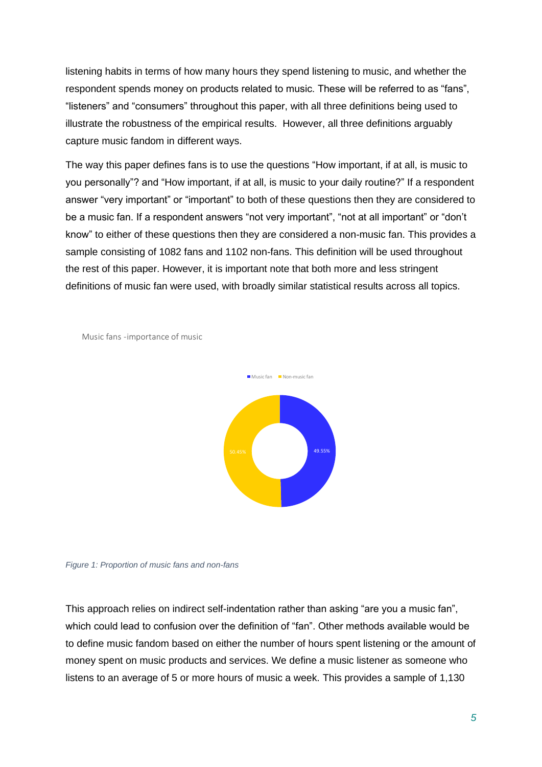listening habits in terms of how many hours they spend listening to music, and whether the respondent spends money on products related to music. These will be referred to as "fans", "listeners" and "consumers" throughout this paper, with all three definitions being used to illustrate the robustness of the empirical results. However, all three definitions arguably capture music fandom in different ways.

The way this paper defines fans is to use the questions "How important, if at all, is music to you personally"? and "How important, if at all, is music to your daily routine?" If a respondent answer "very important" or "important" to both of these questions then they are considered to be a music fan. If a respondent answers "not very important", "not at all important" or "don't know" to either of these questions then they are considered a non-music fan. This provides a sample consisting of 1082 fans and 1102 non-fans. This definition will be used throughout the rest of this paper. However, it is important note that both more and less stringent definitions of music fan were used, with broadly similar statistical results across all topics.

Music fans -importance of music

Music fan / Non-music fan

50.45% / 49.55%

*Figure 1: Proportion of music fans and non-fans*

This approach relies on indirect self-indentation rather than asking "are you a music fan", which could lead to confusion over the definition of "fan". Other methods available would be to define music fandom based on either the number of hours spent listening or the amount of money spent on music products and services. We define a music listener as someone who listens to an average of 5 or more hours of music a week. This provides a sample of 1,130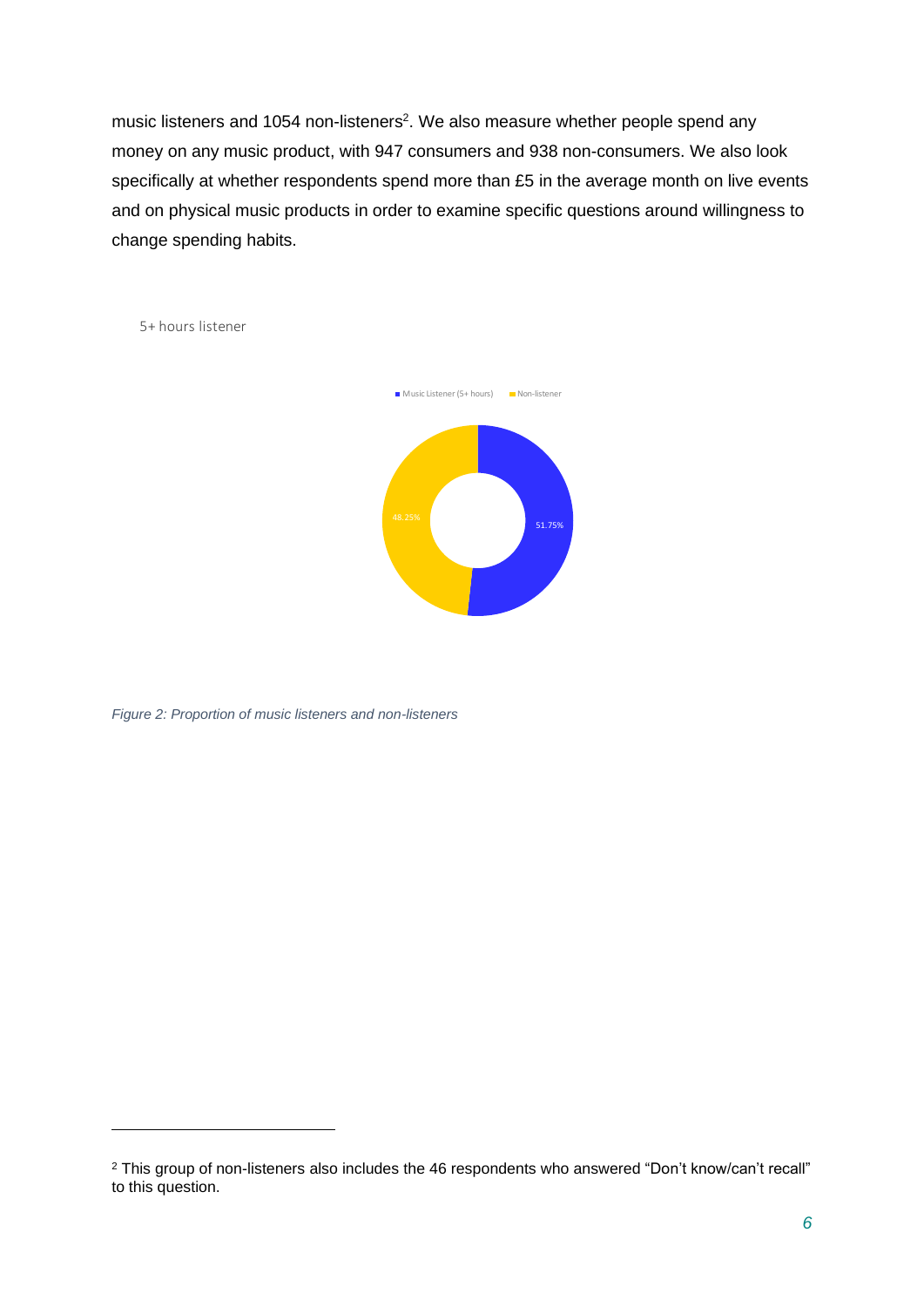music listeners and 1054 non-listeners[2]. We also measure whether people spend any money on any music product, with 947 consumers and 938 non-consumers. We also look specifically at whether respondents spend more than £5 in the average month on live events and on physical music products in order to examine specific questions around willingness to change spending habits.

5+ hours listener

Music Listener (5+ hours) | Non-listener

48.25%

51.75%

*Figure 2: Proportion of music listeners and non-listeners*

[2] This group of non-listeners also includes the 46 respondents who answered "Don't know/can't recall" to this question.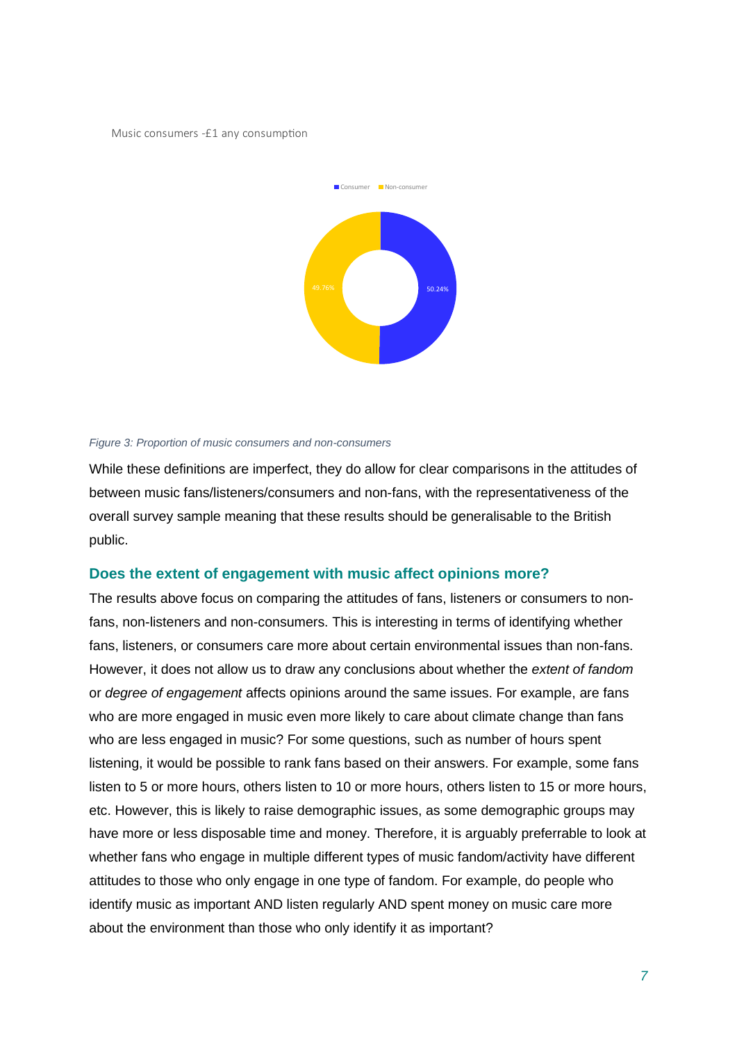Music consumers -£1 any consumption

Consumer | Non-consumer

49.76%

50.24%

*Figure 3: Proportion of music consumers and non-consumers*

While these definitions are imperfect, they do allow for clear comparisons in the attitudes of between music fans/listeners/consumers and non-fans, with the representativeness of the overall survey sample meaning that these results should be generalisable to the British public.

## Does the extent of engagement with music affect opinions more?

The results above focus on comparing the attitudes of fans, listeners or consumers to non-fans, non-listeners and non-consumers. This is interesting in terms of identifying whether fans, listeners, or consumers care more about certain environmental issues than non-fans. However, it does not allow us to draw any conclusions about whether the *extent of fandom* or *degree of engagement* affects opinions around the same issues. For example, are fans who are more engaged in music even more likely to care about climate change than fans who are less engaged in music? For some questions, such as number of hours spent listening, it would be possible to rank fans based on their answers. For example, some fans listen to 5 or more hours, others listen to 10 or more hours, others listen to 15 or more hours, etc. However, this is likely to raise demographic issues, as some demographic groups may have more or less disposable time and money. Therefore, it is arguably preferrable to look at whether fans who engage in multiple different types of music fandom/activity have different attitudes to those who only engage in one type of fandom. For example, do people who identify music as important AND listen regularly AND spent money on music care more about the environment than those who only identify it as important?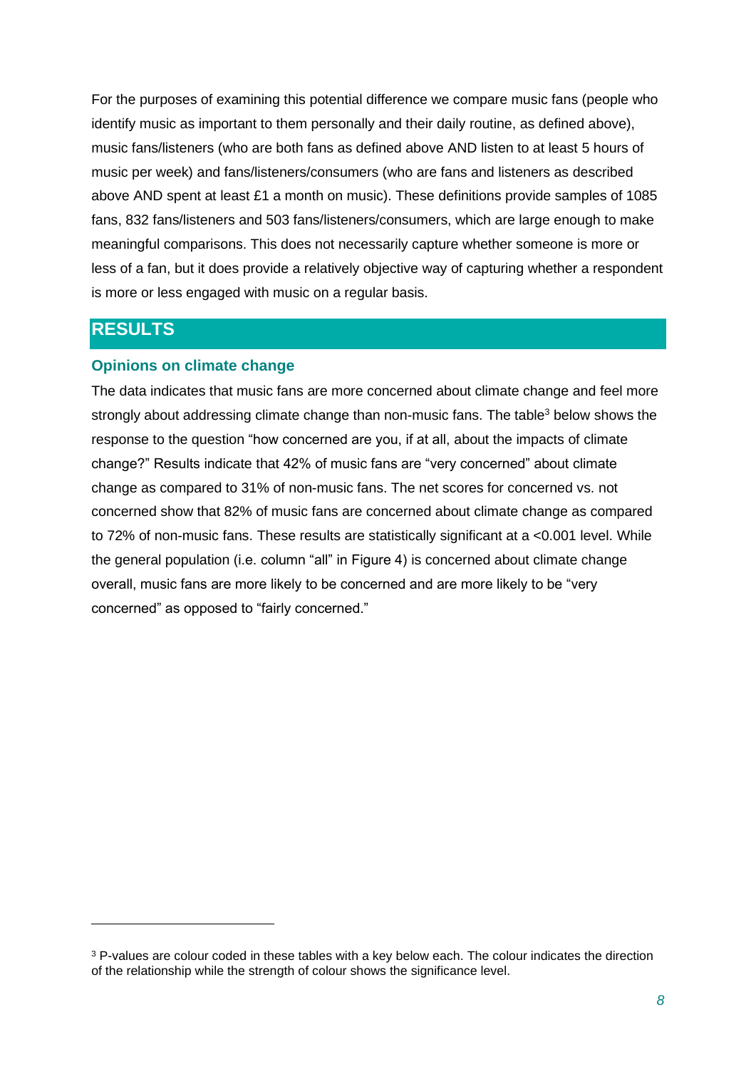For the purposes of examining this potential difference we compare music fans (people who identify music as important to them personally and their daily routine, as defined above), music fans/listeners (who are both fans as defined above AND listen to at least 5 hours of music per week) and fans/listeners/consumers (who are fans and listeners as described above AND spent at least £1 a month on music). These definitions provide samples of 1085 fans, 832 fans/listeners and 503 fans/listeners/consumers, which are large enough to make meaningful comparisons. This does not necessarily capture whether someone is more or less of a fan, but it does provide a relatively objective way of capturing whether a respondent is more or less engaged with music on a regular basis.

## RESULTS

### Opinions on climate change

The data indicates that music fans are more concerned about climate change and feel more strongly about addressing climate change than non-music fans. The table[3] below shows the response to the question "how concerned are you, if at all, about the impacts of climate change?" Results indicate that 42% of music fans are "very concerned" about climate change as compared to 31% of non-music fans. The net scores for concerned vs. not concerned show that 82% of music fans are concerned about climate change as compared to 72% of non-music fans. These results are statistically significant at a <0.001 level. While the general population (i.e. column "all" in Figure 4) is concerned about climate change overall, music fans are more likely to be concerned and are more likely to be "very concerned" as opposed to "fairly concerned."

[3] P-values are colour coded in these tables with a key below each. The colour indicates the direction of the relationship while the strength of colour shows the significance level.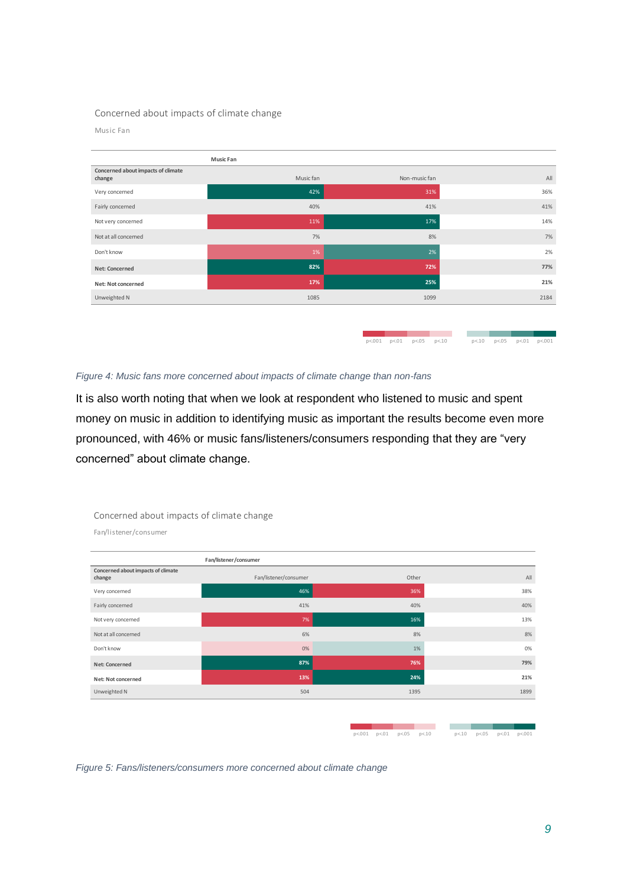Concerned about impacts of climate change

Music Fan

| Concerned about impacts of climate change | Music Fan: Music fan | Non-music fan | All |
|---|---|---|---|
| Very concerned | 42% | 31% | 36% |
| Fairly concerned | 40% | 41% | 41% |
| Not very concerned | 11% | 17% | 14% |
| Not at all concerned | 7% | 8% | 7% |
| Don't know | 1% | 2% | 2% |
| **Net: Concerned** | **82%** | **72%** | **77%** |
| **Net: Not concerned** | **17%** | **25%** | **21%** |
| Unweighted N | 1085 | 1099 | 2184 |

p<.001 p<.01 p<.05 p<.10 p<.10 p<.05 p<.01 p<.001

*Figure 4: Music fans more concerned about impacts of climate change than non-fans*

It is also worth noting that when we look at respondent who listened to music and spent money on music in addition to identifying music as important the results become even more pronounced, with 46% or music fans/listeners/consumers responding that they are "very concerned" about climate change.

Concerned about impacts of climate change

Fan/listener/consumer

| Concerned about impacts of climate change | Fan/listener/consumer: Fan/listener/consumer | Other | All |
|---|---|---|---|
| Very concerned | 46% | 36% | 38% |
| Fairly concerned | 41% | 40% | 40% |
| Not very concerned | 7% | 16% | 13% |
| Not at all concerned | 6% | 8% | 8% |
| Don't know | 0% | 1% | 0% |
| **Net: Concerned** | **87%** | **76%** | **79%** |
| **Net: Not concerned** | **13%** | **24%** | **21%** |
| Unweighted N | 504 | 1395 | 1899 |

p<.001 p<.01 p<.05 p<.10 p<.10 p<.05 p<.01 p<.001

*Figure 5: Fans/listeners/consumers more concerned about climate change*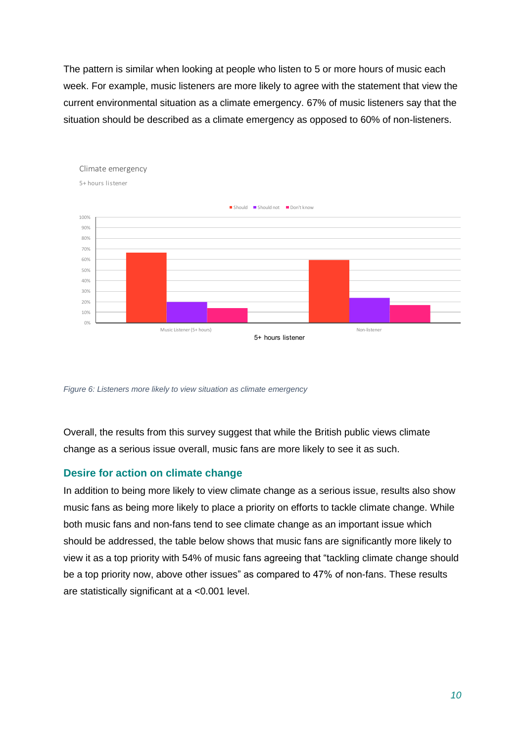The pattern is similar when looking at people who listen to 5 or more hours of music each week. For example, music listeners are more likely to agree with the statement that view the current environmental situation as a climate emergency. 67% of music listeners say that the situation should be described as a climate emergency as opposed to 60% of non-listeners.

Climate emergency

5+ hours listener

*Figure 6: Listeners more likely to view situation as climate emergency*

Overall, the results from this survey suggest that while the British public views climate change as a serious issue overall, music fans are more likely to see it as such.

## Desire for action on climate change

In addition to being more likely to view climate change as a serious issue, results also show music fans as being more likely to place a priority on efforts to tackle climate change. While both music fans and non-fans tend to see climate change as an important issue which should be addressed, the table below shows that music fans are significantly more likely to view it as a top priority with 54% of music fans agreeing that "tackling climate change should be a top priority now, above other issues" as compared to 47% of non-fans. These results are statistically significant at a <0.001 level.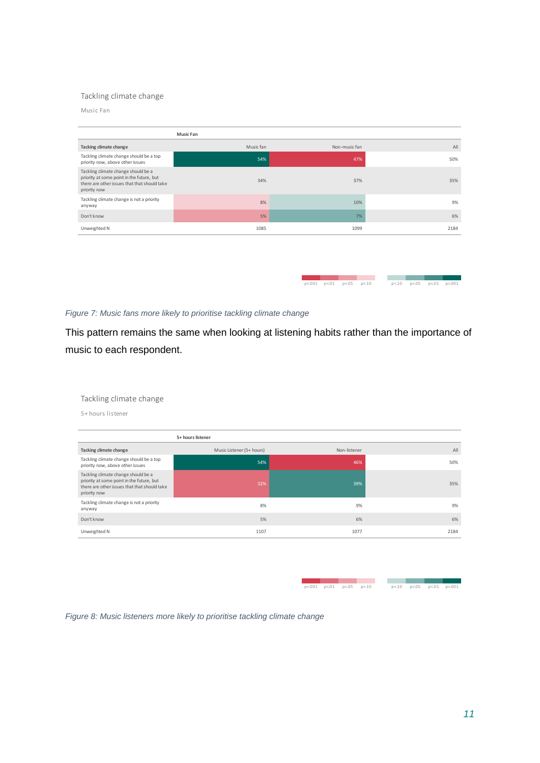Tackling climate change

Music Fan

| | Music Fan | | |
|---|---|---|---|
| **Tacking climate change** | Music fan | Non-music fan | All |
| Tackling climate change should be a top priority now, above other issues | 54% | 47% | 50% |
| Tackling climate change should be a priority at some point in the future, but there are other issues that that should take priority now | 34% | 37% | 35% |
| Tackling climate change is not a priority anyway | 8% | 10% | 9% |
| Don't know | 5% | 7% | 6% |
| Unweighted N | 1085 | 1099 | 2184 |

p<.001 p<.01 p<.05 p<.10 p<.10 p<.05 p<.01 p<.001

*Figure 7: Music fans more likely to prioritise tackling climate change*

This pattern remains the same when looking at listening habits rather than the importance of music to each respondent.

Tackling climate change

5+ hours listener

| | 5+ hours listener | | |
|---|---|---|---|
| **Tacking climate change** | Music Listener (5+ hours) | Non-listener | All |
| Tackling climate change should be a top priority now, above other issues | 54% | 46% | 50% |
| Tackling climate change should be a priority at some point in the future, but there are other issues that that should take priority now | 32% | 39% | 35% |
| Tackling climate change is not a priority anyway | 8% | 9% | 9% |
| Don't know | 5% | 6% | 6% |
| Unweighted N | 1107 | 1077 | 2184 |

p<.001 p<.01 p<.05 p<.10 p<.10 p<.05 p<.01 p<.001

*Figure 8: Music listeners more likely to prioritise tackling climate change*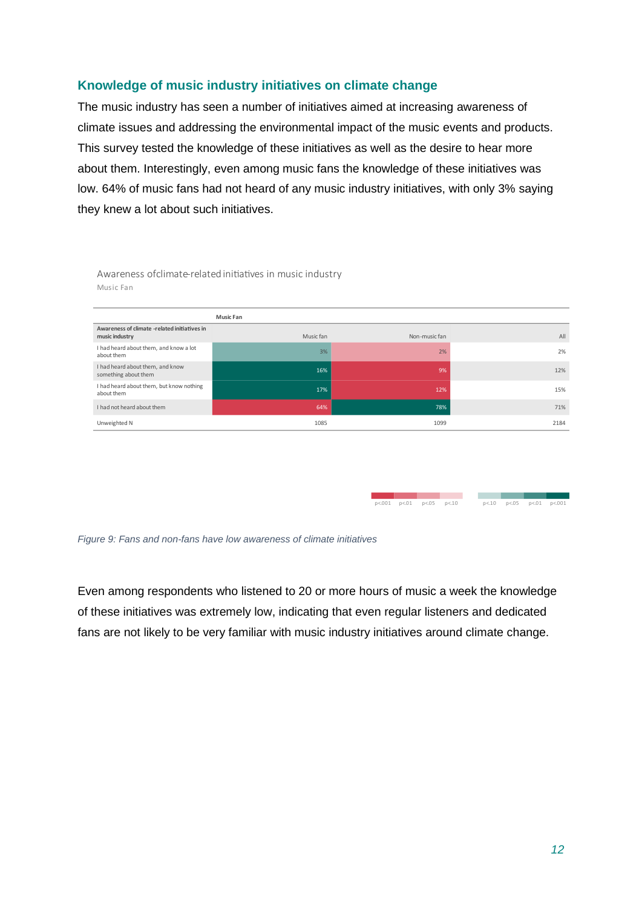## Knowledge of music industry initiatives on climate change

The music industry has seen a number of initiatives aimed at increasing awareness of climate issues and addressing the environmental impact of the music events and products. This survey tested the knowledge of these initiatives as well as the desire to hear more about them. Interestingly, even among music fans the knowledge of these initiatives was low. 64% of music fans had not heard of any music industry initiatives, with only 3% saying they knew a lot about such initiatives.

Awareness ofclimate-related initiatives in music industry
Music Fan

| | Music Fan | | |
|---|---|---|---|
| Awareness of climate -related initiatives in music industry | Music fan | Non-music fan | All |
| I had heard about them, and know a lot about them | 3% | 2% | 2% |
| I had heard about them, and know something about them | 16% | 9% | 12% |
| I had heard about them, but know nothing about them | 17% | 12% | 15% |
| I had not heard about them | 64% | 78% | 71% |
| Unweighted N | 1085 | 1099 | 2184 |

p<.001 p<.01 p<.05 p<.10 p<.10 p<.05 p<.01 p<.001

*Figure 9: Fans and non-fans have low awareness of climate initiatives*

Even among respondents who listened to 20 or more hours of music a week the knowledge of these initiatives was extremely low, indicating that even regular listeners and dedicated fans are not likely to be very familiar with music industry initiatives around climate change.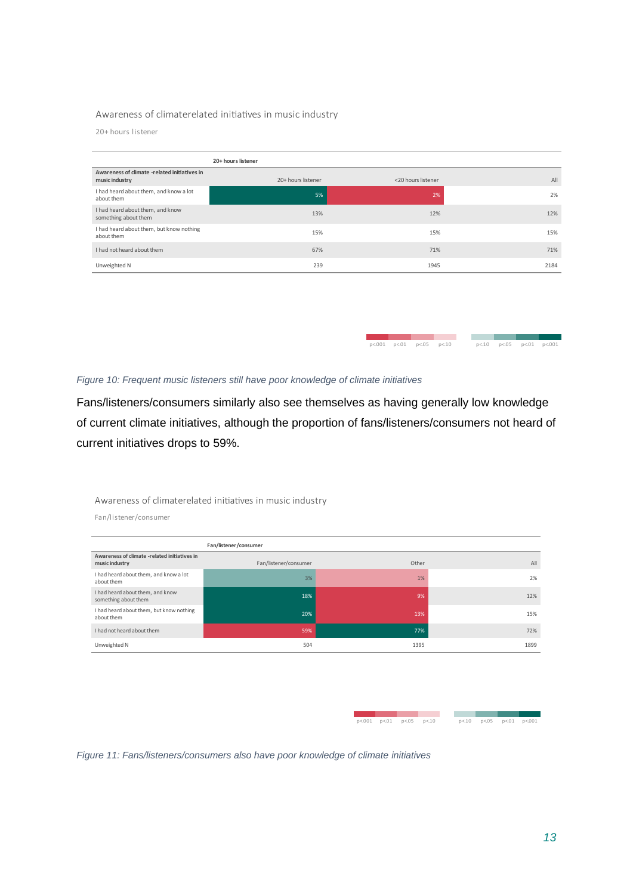Awareness of climaterelated initiatives in music industry

20+ hours listener

| Awareness of climate -related initiatives in music industry | 20+ hours listener | <20 hours listener | All |
|---|---|---|---|
| I had heard about them, and know a lot about them | 5% | 2% | 2% |
| I had heard about them, and know something about them | 13% | 12% | 12% |
| I had heard about them, but know nothing about them | 15% | 15% | 15% |
| I had not heard about them | 67% | 71% | 71% |
| Unweighted N | 239 | 1945 | 2184 |

p<.001 p<.01 p<.05 p<.10 p<.10 p<.05 p<.01 p<.001

*Figure 10: Frequent music listeners still have poor knowledge of climate initiatives*

Fans/listeners/consumers similarly also see themselves as having generally low knowledge of current climate initiatives, although the proportion of fans/listeners/consumers not heard of current initiatives drops to 59%.

Awareness of climaterelated initiatives in music industry

Fan/listener/consumer

| Awareness of climate -related initiatives in music industry | Fan/listener/consumer | Other | All |
|---|---|---|---|
| I had heard about them, and know a lot about them | 3% | 1% | 2% |
| I had heard about them, and know something about them | 18% | 9% | 12% |
| I had heard about them, but know nothing about them | 20% | 13% | 15% |
| I had not heard about them | 59% | 77% | 72% |
| Unweighted N | 504 | 1395 | 1899 |

p<.001 p<.01 p<.05 p<.10 p<.10 p<.05 p<.01 p<.001

*Figure 11: Fans/listeners/consumers also have poor knowledge of climate initiatives*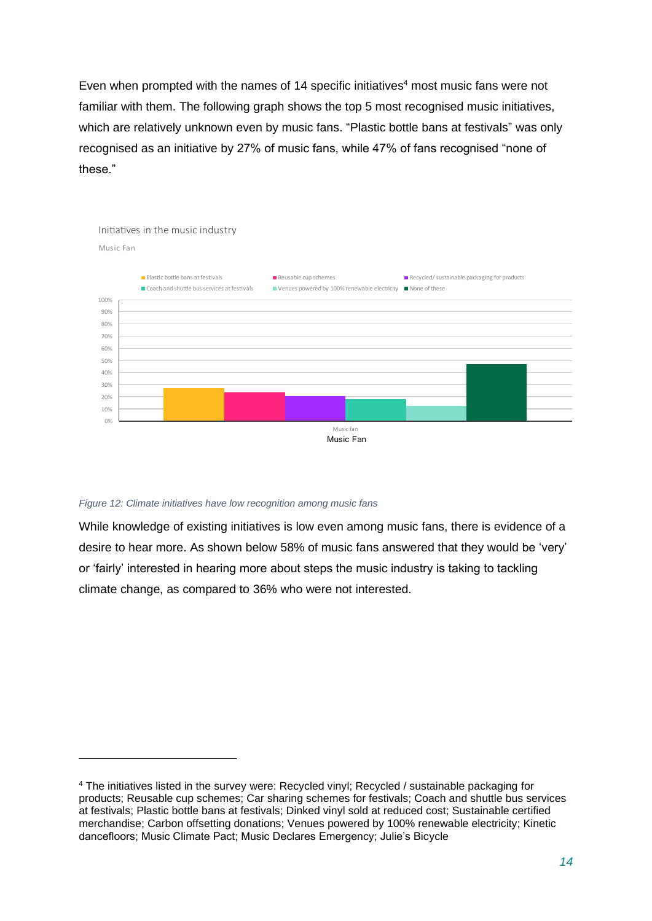Even when prompted with the names of 14 specific initiatives[4] most music fans were not familiar with them. The following graph shows the top 5 most recognised music initiatives, which are relatively unknown even by music fans. "Plastic bottle bans at festivals" was only recognised as an initiative by 27% of music fans, while 47% of fans recognised "none of these."

*Figure 12: Climate initiatives have low recognition among music fans*

While knowledge of existing initiatives is low even among music fans, there is evidence of a desire to hear more. As shown below 58% of music fans answered that they would be 'very' or 'fairly' interested in hearing more about steps the music industry is taking to tackling climate change, as compared to 36% who were not interested.

---

[4] The initiatives listed in the survey were: Recycled vinyl; Recycled / sustainable packaging for products; Reusable cup schemes; Car sharing schemes for festivals; Coach and shuttle bus services at festivals; Plastic bottle bans at festivals; Dinked vinyl sold at reduced cost; Sustainable certified merchandise; Carbon offsetting donations; Venues powered by 100% renewable electricity; Kinetic dancefloors; Music Climate Pact; Music Declares Emergency; Julie's Bicycle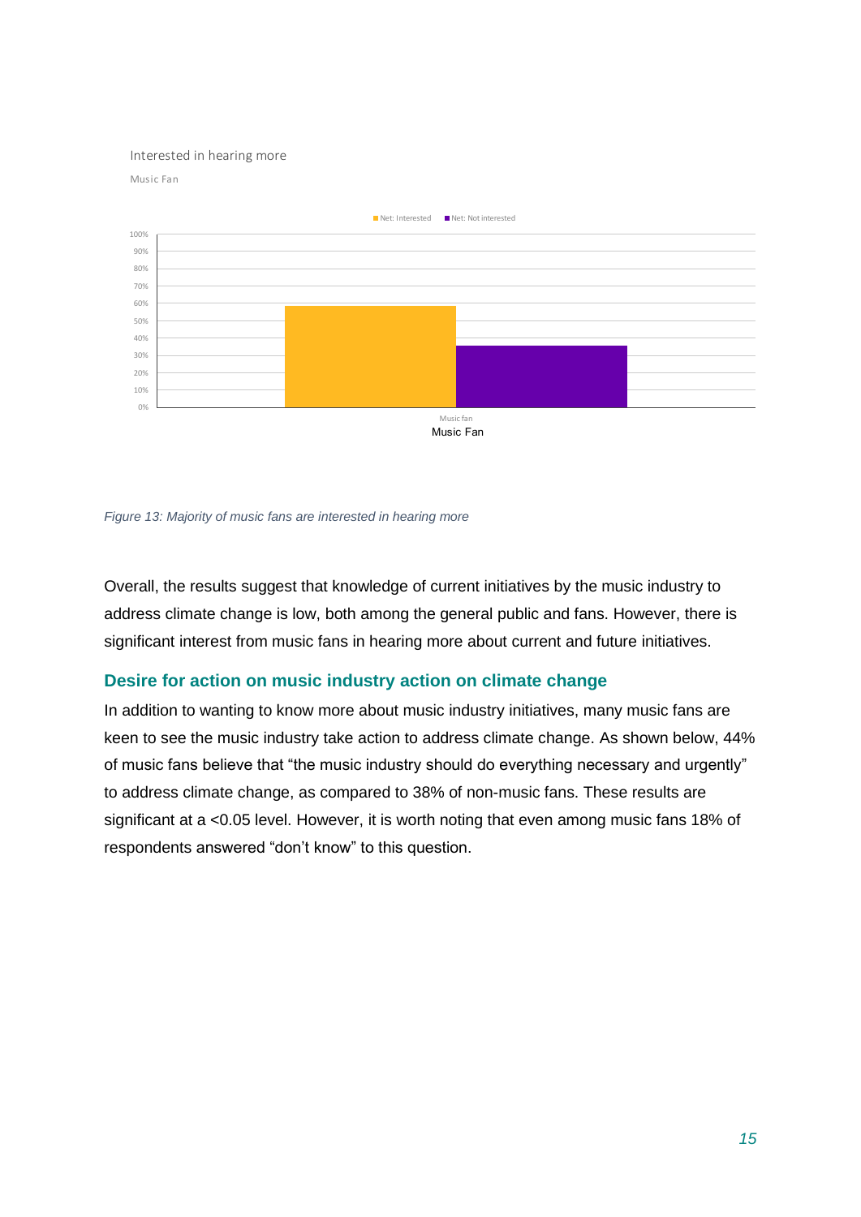Interested in hearing more

Music Fan

*Figure 13: Majority of music fans are interested in hearing more*

Overall, the results suggest that knowledge of current initiatives by the music industry to address climate change is low, both among the general public and fans. However, there is significant interest from music fans in hearing more about current and future initiatives.

## Desire for action on music industry action on climate change

In addition to wanting to know more about music industry initiatives, many music fans are keen to see the music industry take action to address climate change. As shown below, 44% of music fans believe that "the music industry should do everything necessary and urgently" to address climate change, as compared to 38% of non-music fans. These results are significant at a $<0.05$ level. However, it is worth noting that even among music fans 18% of respondents answered "don't know" to this question.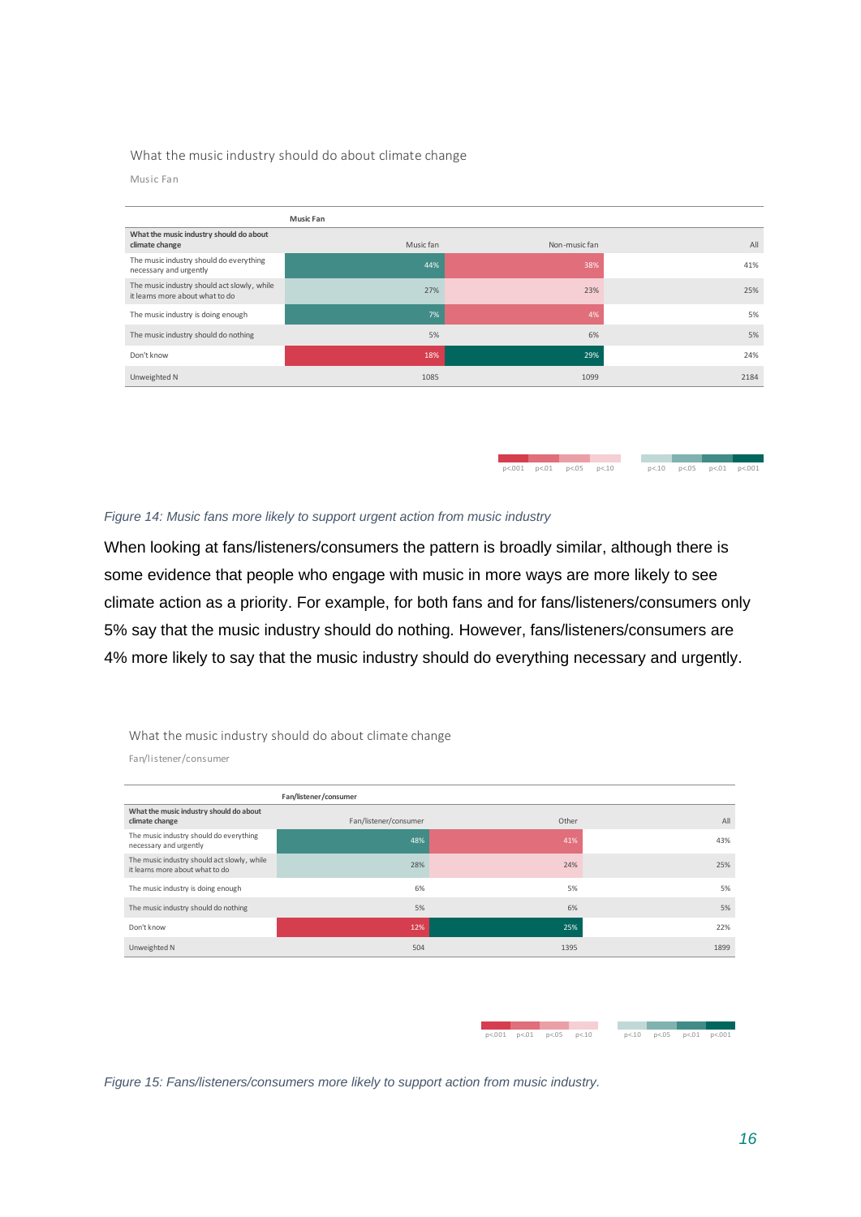What the music industry should do about climate change

Music Fan

| What the music industry should do about climate change | Music Fan | | |
|---|---|---|---|
| | Music fan | Non-music fan | All |
| The music industry should do everything necessary and urgently | 44% | 38% | 41% |
| The music industry should act slowly, while it learns more about what to do | 27% | 23% | 25% |
| The music industry is doing enough | 7% | 4% | 5% |
| The music industry should do nothing | 5% | 6% | 5% |
| Don't know | 18% | 29% | 24% |
| Unweighted N | 1085 | 1099 | 2184 |

p<.001 p<.01 p<.05 p<.10 p<.10 p<.05 p<.01 p<.001

*Figure 14: Music fans more likely to support urgent action from music industry*

When looking at fans/listeners/consumers the pattern is broadly similar, although there is some evidence that people who engage with music in more ways are more likely to see climate action as a priority. For example, for both fans and for fans/listeners/consumers only 5% say that the music industry should do nothing. However, fans/listeners/consumers are 4% more likely to say that the music industry should do everything necessary and urgently.

What the music industry should do about climate change

Fan/listener/consumer

| What the music industry should do about climate change | Fan/listener/consumer | | |
|---|---|---|---|
| | Fan/listener/consumer | Other | All |
| The music industry should do everything necessary and urgently | 48% | 41% | 43% |
| The music industry should act slowly, while it learns more about what to do | 28% | 24% | 25% |
| The music industry is doing enough | 6% | 5% | 5% |
| The music industry should do nothing | 5% | 6% | 5% |
| Don't know | 12% | 25% | 22% |
| Unweighted N | 504 | 1395 | 1899 |

p<.001 p<.01 p<.05 p<.10 p<.10 p<.05 p<.01 p<.001

*Figure 15: Fans/listeners/consumers more likely to support action from music industry.*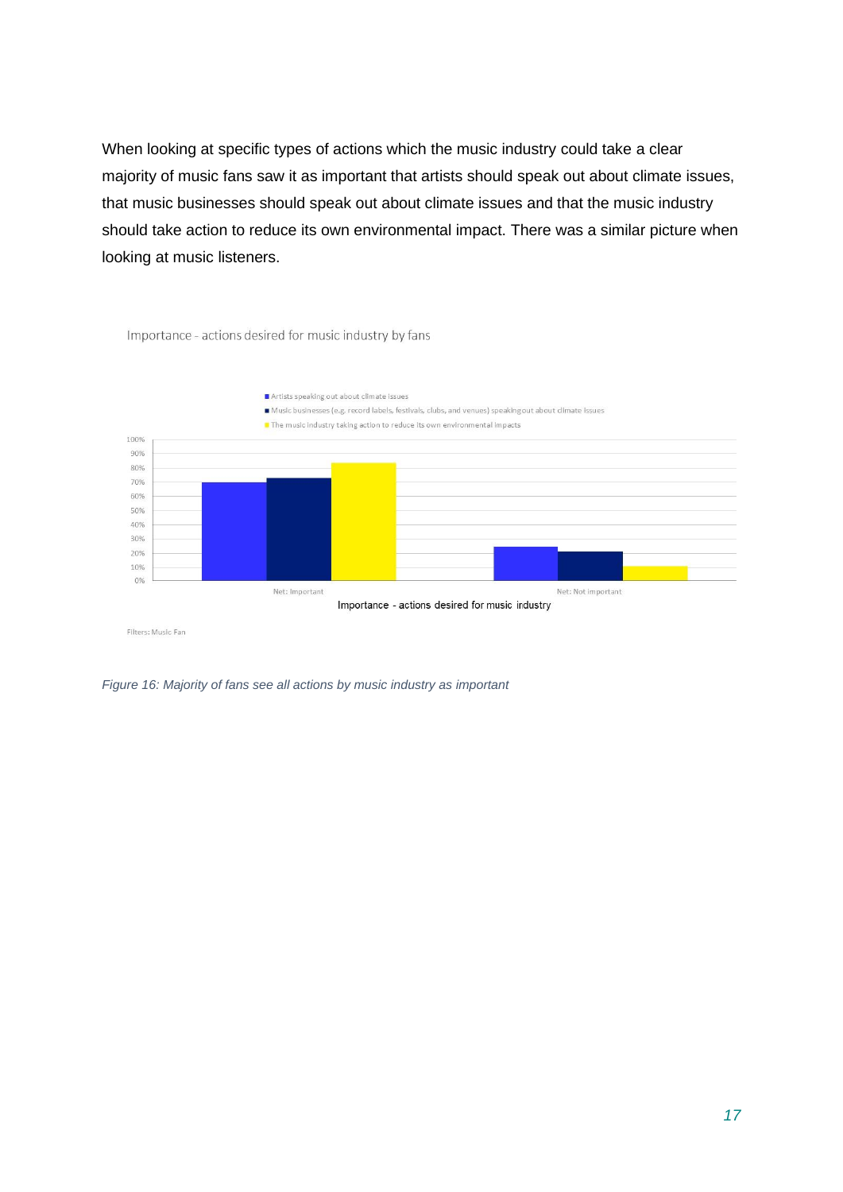When looking at specific types of actions which the music industry could take a clear majority of music fans saw it as important that artists should speak out about climate issues, that music businesses should speak out about climate issues and that the music industry should take action to reduce its own environmental impact. There was a similar picture when looking at music listeners.

Importance - actions desired for music industry by fans

- Artists speaking out about climate issues
- Music businesses (e.g. record labels, festivals, clubs, and venues) speaking out about climate issues
- The music industry taking action to reduce its own environmental impacts

100%
90%
80%
70%
60%
50%
40%
30%
20%
10%
0%

Net: Important

Net: Not important

Importance - actions desired for music industry

Filters: Music Fan

*Figure 16: Majority of fans see all actions by music industry as important*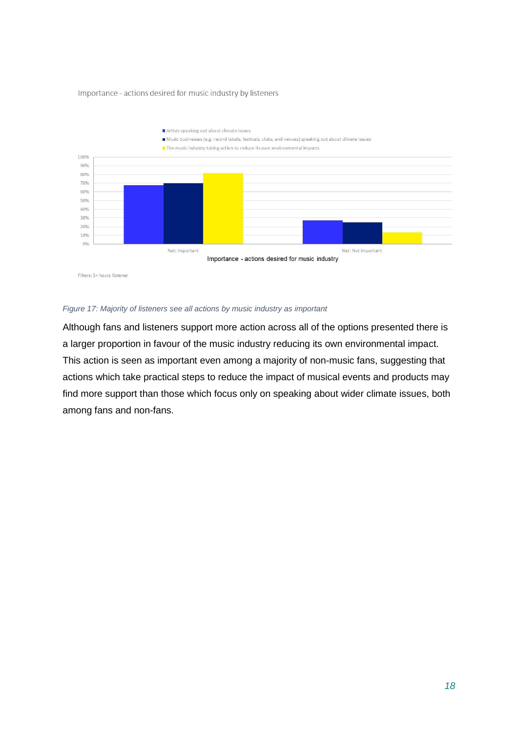Importance - actions desired for music industry by listeners

- Artists speaking out about climate issues
- Music businesses (e.g. record labels, festivals, clubs, and venues) speaking out about climate issues
- The music industry taking action to reduce its own environmental impacts

Net: Important | Net: Not important

Importance - actions desired for music industry

Filters: 5+ hours listener

*Figure 17: Majority of listeners see all actions by music industry as important*

Although fans and listeners support more action across all of the options presented there is a larger proportion in favour of the music industry reducing its own environmental impact. This action is seen as important even among a majority of non-music fans, suggesting that actions which take practical steps to reduce the impact of musical events and products may find more support than those which focus only on speaking about wider climate issues, both among fans and non-fans.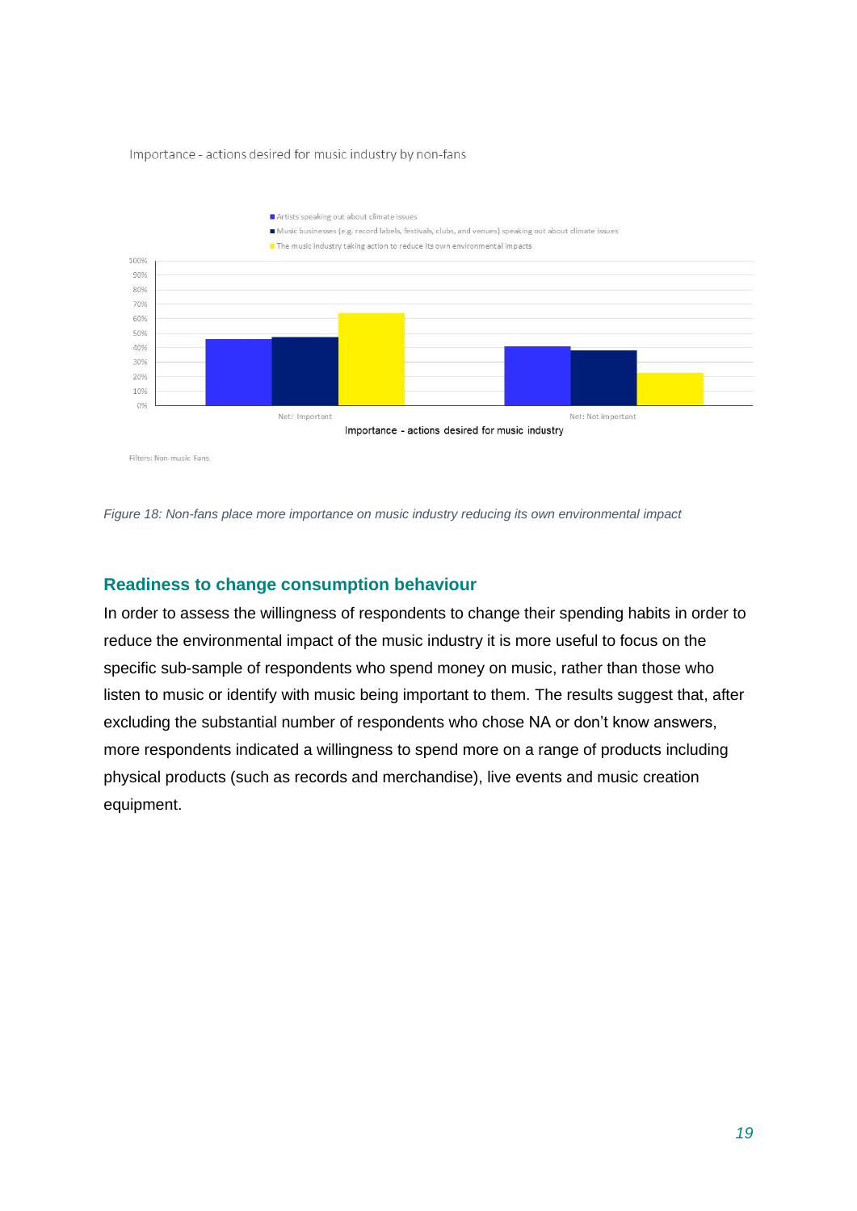Importance - actions desired for music industry by non-fans

- Artists speaking out about climate issues
- Music businesses (e.g. record labels, festivals, clubs, and venues) speaking out about climate issues
- The music industry taking action to reduce its own environmental impacts

100%
90%
80%
70%
60%
50%
40%
30%
20%
10%
0%

Net: Important | Net: Not important

Importance - actions desired for music industry

Filters: Non-music Fans

*Figure 18: Non-fans place more importance on music industry reducing its own environmental impact*

## Readiness to change consumption behaviour

In order to assess the willingness of respondents to change their spending habits in order to reduce the environmental impact of the music industry it is more useful to focus on the specific sub-sample of respondents who spend money on music, rather than those who listen to music or identify with music being important to them. The results suggest that, after excluding the substantial number of respondents who chose NA or don't know answers, more respondents indicated a willingness to spend more on a range of products including physical products (such as records and merchandise), live events and music creation equipment.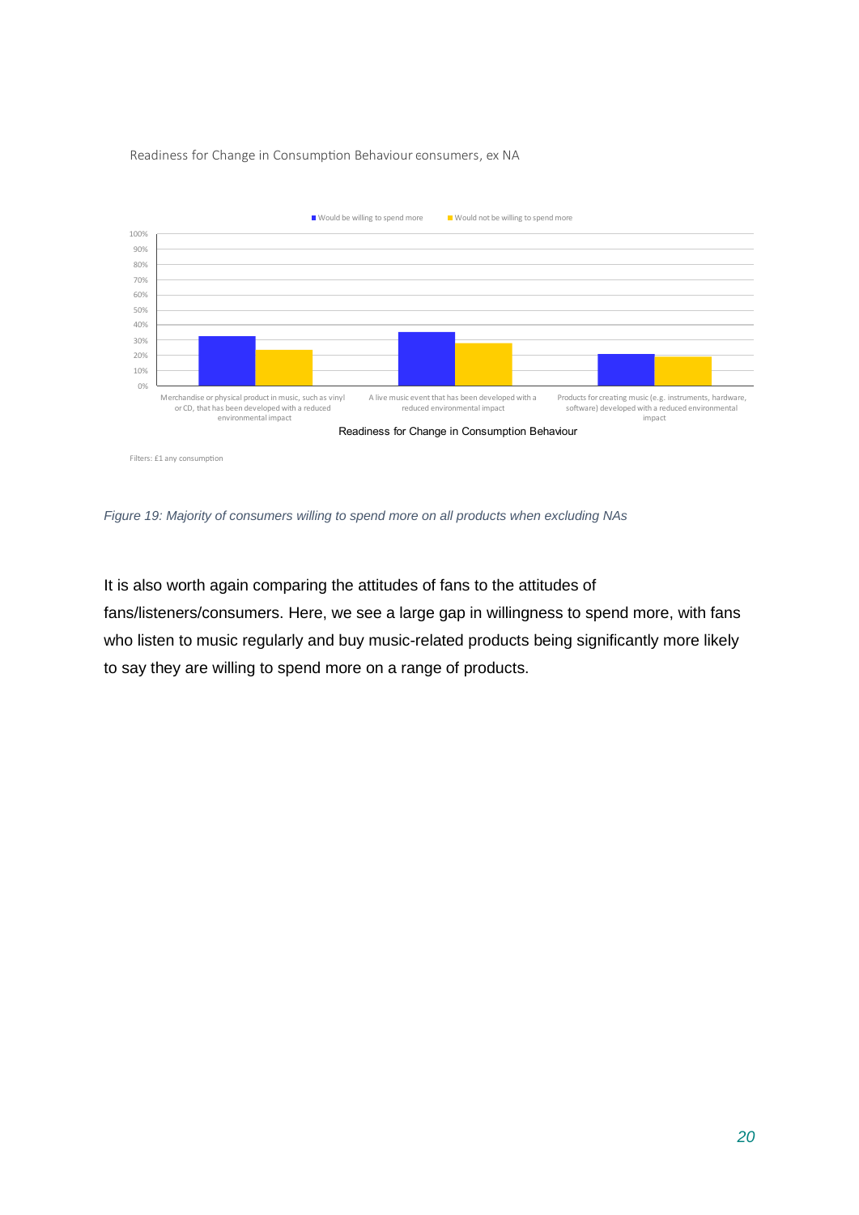Readiness for Change in Consumption Behaviour eonsumers, ex NA

■ Would be willing to spend more ■ Would not be willing to spend more

| Readiness for Change in Consumption Behaviour | Would be willing to spend more | Would not be willing to spend more |
|---|---|---|
| Merchandise or physical product in music, such as vinyl or CD, that has been developed with a reduced environmental impact | ~33% | ~24% |
| A live music event that has been developed with a reduced environmental impact | ~35% | ~28% |
| Products for creating music (e.g. instruments, hardware, software) developed with a reduced environmental impact | ~21% | ~19% |

Filters: £1 any consumption

*Figure 19: Majority of consumers willing to spend more on all products when excluding NAs*

It is also worth again comparing the attitudes of fans to the attitudes of fans/listeners/consumers. Here, we see a large gap in willingness to spend more, with fans who listen to music regularly and buy music-related products being significantly more likely to say they are willing to spend more on a range of products.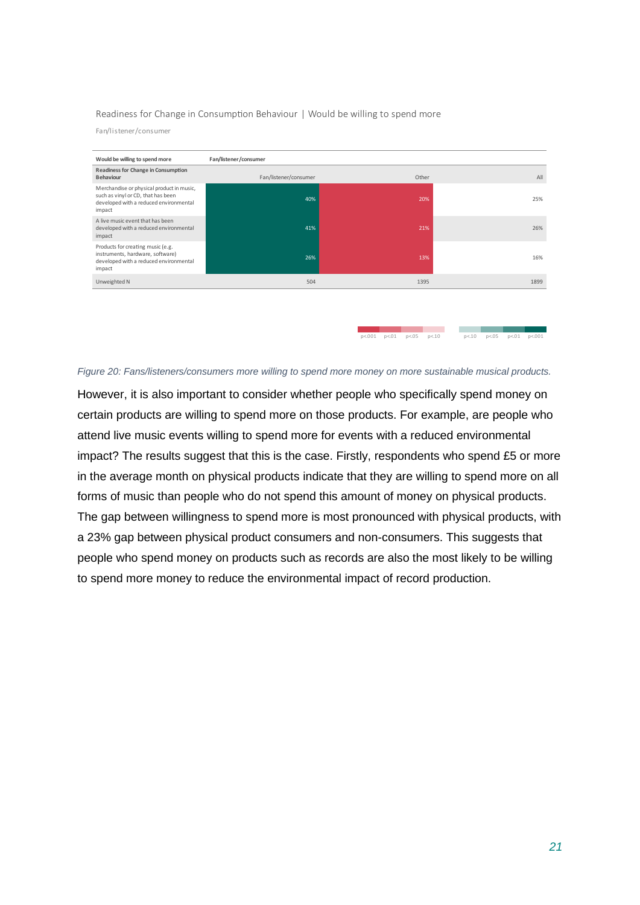Readiness for Change in Consumption Behaviour | Would be willing to spend more

Fan/listener/consumer

| Would be willing to spend more | Fan/listener/consumer | | |
|---|---|---|---|
| Readiness for Change in Consumption Behaviour | Fan/listener/consumer | Other | All |
| Merchandise or physical product in music, such as vinyl or CD, that has been developed with a reduced environmental impact | 40% | 20% | 25% |
| A live music event that has been developed with a reduced environmental impact | 41% | 21% | 26% |
| Products for creating music (e.g. instruments, hardware, software) developed with a reduced environmental impact | 26% | 13% | 16% |
| Unweighted N | 504 | 1395 | 1899 |

p<.001 p<.01 p<.05 p<.10 p<.10 p<.05 p<.01 p<.001

*Figure 20: Fans/listeners/consumers more willing to spend more money on more sustainable musical products.*

However, it is also important to consider whether people who specifically spend money on certain products are willing to spend more on those products. For example, are people who attend live music events willing to spend more for events with a reduced environmental impact? The results suggest that this is the case. Firstly, respondents who spend £5 or more in the average month on physical products indicate that they are willing to spend more on all forms of music than people who do not spend this amount of money on physical products. The gap between willingness to spend more is most pronounced with physical products, with a 23% gap between physical product consumers and non-consumers. This suggests that people who spend money on products such records are also the most likely to be willing to spend more money to reduce the environmental impact of record production.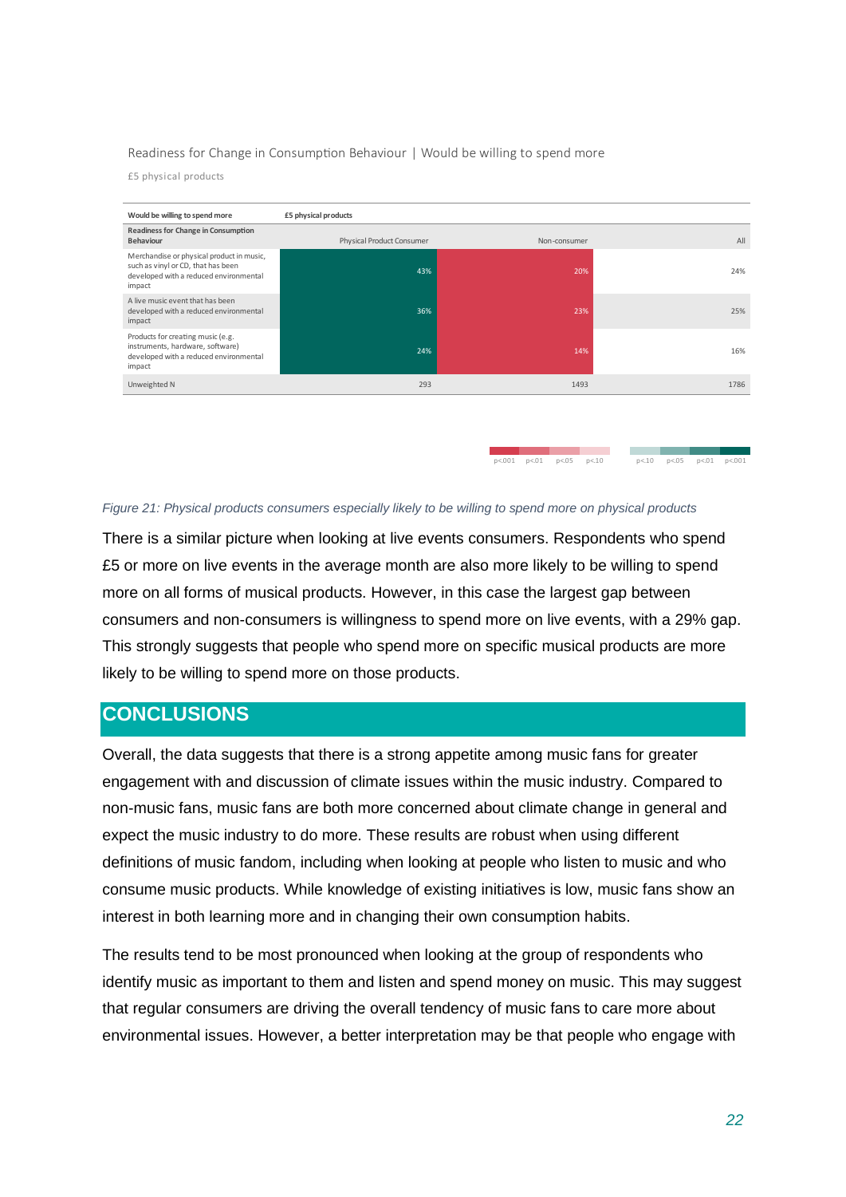Readiness for Change in Consumption Behaviour | Would be willing to spend more

£5 physical products

| Would be willing to spend more | £5 physical products | | |
|---|---|---|---|
| Readiness for Change in Consumption Behaviour | Physical Product Consumer | Non-consumer | All |
| Merchandise or physical product in music, such as vinyl or CD, that has been developed with a reduced environmental impact | 43% | 20% | 24% |
| A live music event that has been developed with a reduced environmental impact | 36% | 23% | 25% |
| Products for creating music (e.g. instruments, hardware, software) developed with a reduced environmental impact | 24% | 14% | 16% |
| Unweighted N | 293 | 1493 | 1786 |

p<.001 p<.01 p<.05 p<.10 p<.10 p<.05 p<.01 p<.001

*Figure 21: Physical products consumers especially likely to be willing to spend more on physical products*

There is a similar picture when looking at live events consumers. Respondents who spend £5 or more on live events in the average month are also more likely to be willing to spend more on all forms of musical products. However, in this case the largest gap between consumers and non-consumers is willingness to spend more on live events, with a 29% gap. This strongly suggests that people who spend more on specific musical products are more likely to be willing to spend more on those products.

## CONCLUSIONS

Overall, the data suggests that there is a strong appetite among music fans for greater engagement with and discussion of climate issues within the music industry. Compared to non-music fans, music fans are both more concerned about climate change in general and expect the music industry to do more. These results are robust when using different definitions of music fandom, including when looking at people who listen to music and who consume music products. While knowledge of existing initiatives is low, music fans show an interest in both learning more and in changing their own consumption habits.

The results tend to be most pronounced when looking at the group of respondents who identify music as important to them and listen and spend money on music. This may suggest that regular consumers are driving the overall tendency of music fans to care more about environmental issues. However, a better interpretation may be that people who engage with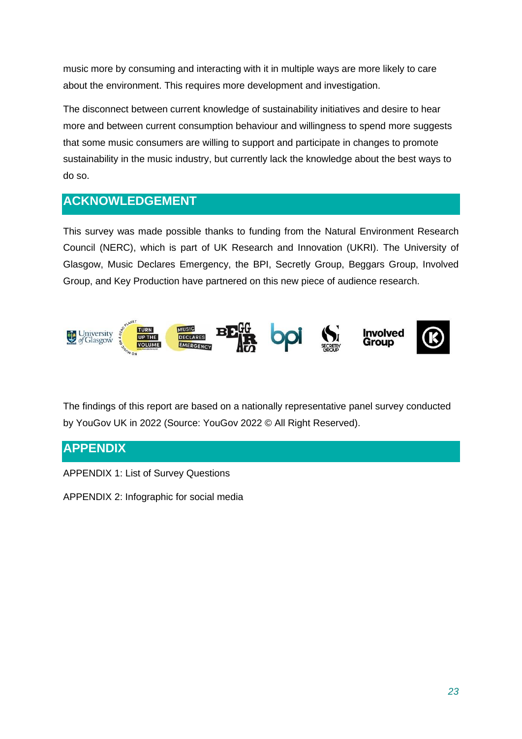music more by consuming and interacting with it in multiple ways are more likely to care about the environment. This requires more development and investigation.

The disconnect between current knowledge of sustainability initiatives and desire to hear more and between current consumption behaviour and willingness to spend more suggests that some music consumers are willing to support and participate in changes to promote sustainability in the music industry, but currently lack the knowledge about the best ways to do so.

## ACKNOWLEDGEMENT

This survey was made possible thanks to funding from the Natural Environment Research Council (NERC), which is part of UK Research and Innovation (UKRI). The University of Glasgow, Music Declares Emergency, the BPI, Secretly Group, Beggars Group, Involved Group, and Key Production have partnered on this new piece of audience research.

The findings of this report are based on a nationally representative panel survey conducted by YouGov UK in 2022 (Source: YouGov 2022 © All Right Reserved).

## APPENDIX

APPENDIX 1: List of Survey Questions

APPENDIX 2: Infographic for social media